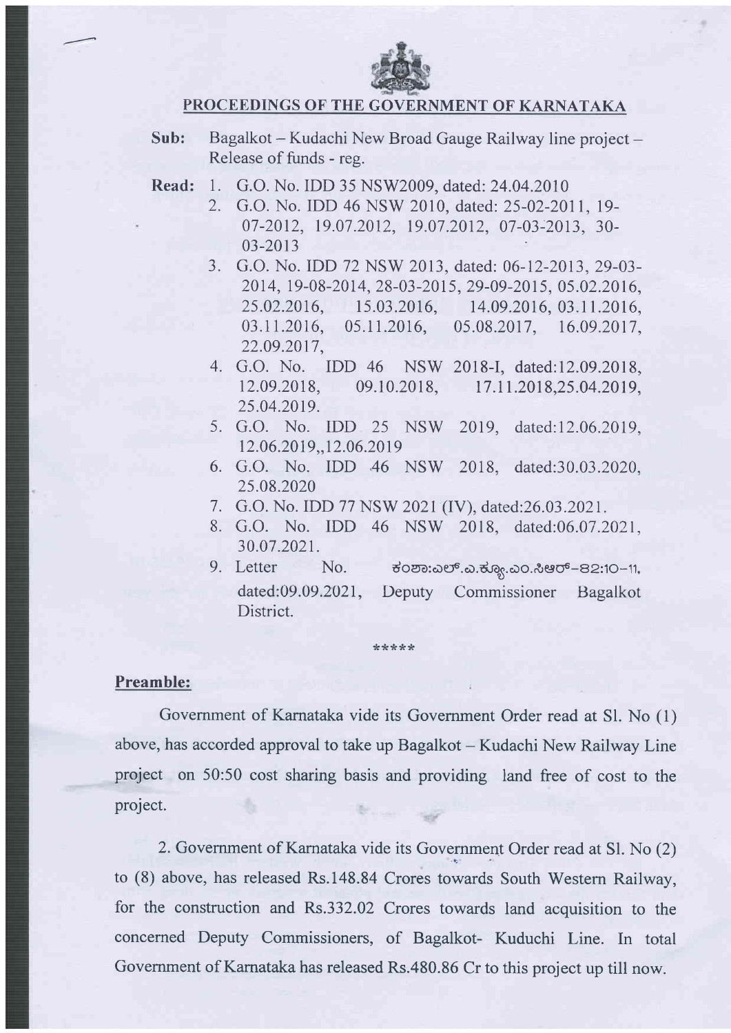## PROCEEDINGS OF THE GOVERNMENT OF KARNATAKA

**Sub:** Bagalkot – Kudachi New Broad Gauge Railway line project – Release of funds - reg.

**Read:**
1. G.O. No. IDD 35 NSW2009, dated: 24.04.2010
2. G.O. No. IDD 46 NSW 2010, dated: 25-02-2011, 19-07-2012, 19.07.2012, 19.07.2012, 07-03-2013, 30-03-2013
3. G.O. No. IDD 72 NSW 2013, dated: 06-12-2013, 29-03-2014, 19-08-2014, 28-03-2015, 29-09-2015, 05.02.2016, 25.02.2016, 15.03.2016, 14.09.2016, 03.11.2016, 03.11.2016, 05.11.2016, 05.08.2017, 16.09.2017, 22.09.2017,
4. G.O. No. IDD 46 NSW 2018-I, dated:12.09.2018, 12.09.2018, 09.10.2018, 17.11.2018,25.04.2019, 25.04.2019.
5. G.O. No. IDD 25 NSW 2019, dated:12.06.2019, 12.06.2019,,12.06.2019
6. G.O. No. IDD 46 NSW 2018, dated:30.03.2020, 25.08.2020
7. G.O. No. IDD 77 NSW 2021 (IV), dated:26.03.2021.
8. G.O. No. IDD 46 NSW 2018, dated:06.07.2021, 30.07.2021.
9. Letter No. ಕಂಶಾ:ಎಲ್.ಎ.ಕ್ಯೂ.ಎಂ.ಸಿಆರ್-82:10-11, dated:09.09.2021, Deputy Commissioner Bagalkot District.

*****

**Preamble:**

Government of Karnataka vide its Government Order read at Sl. No (1) above, has accorded approval to take up Bagalkot – Kudachi New Railway Line project on 50:50 cost sharing basis and providing land free of cost to the project.

2. Government of Karnataka vide its Government Order read at Sl. No (2) to (8) above, has released Rs.148.84 Crores towards South Western Railway, for the construction and Rs.332.02 Crores towards land acquisition to the concerned Deputy Commissioners, of Bagalkot- Kuduchi Line. In total Government of Karnataka has released Rs.480.86 Cr to this project up till now.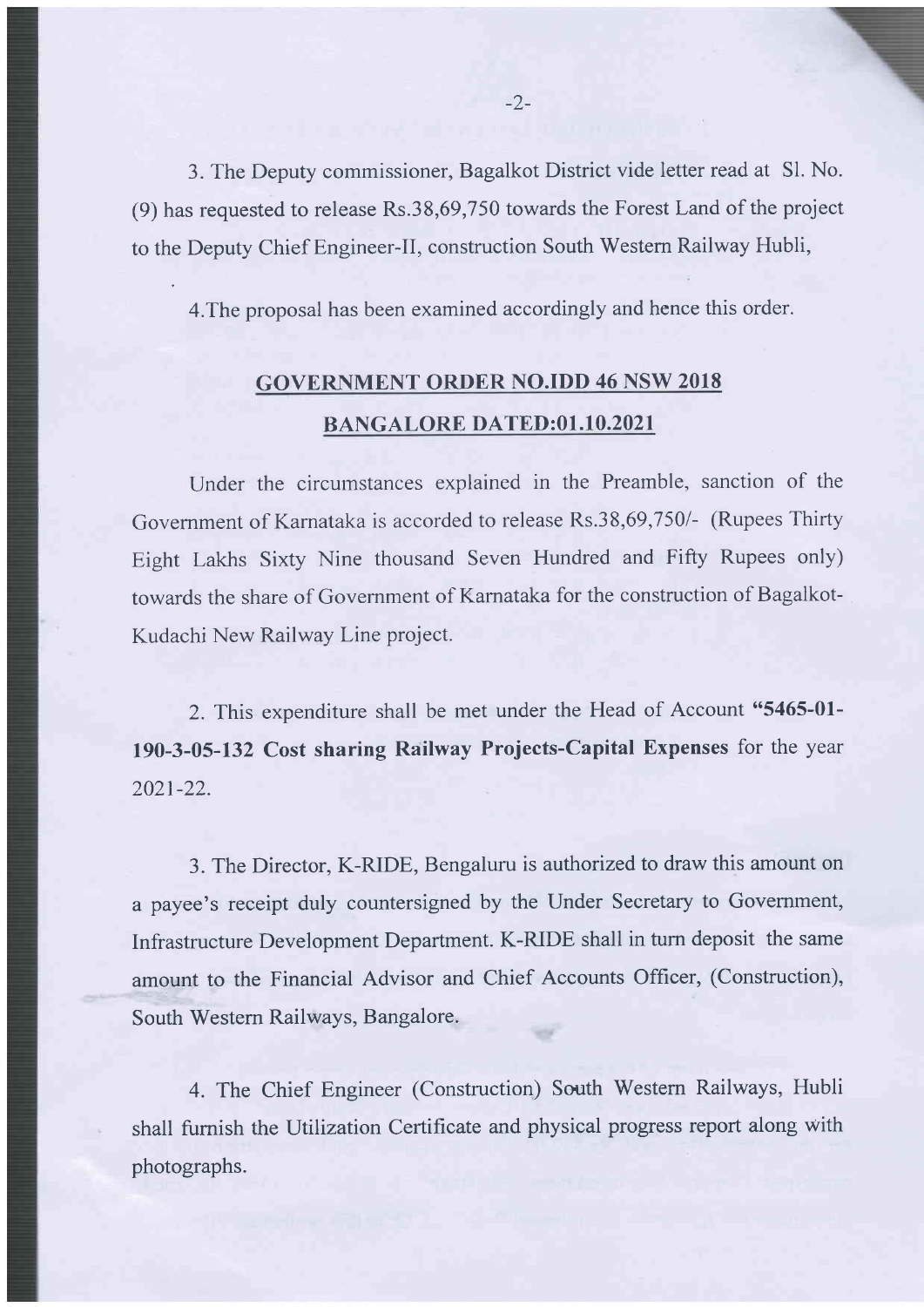3. The Deputy commissioner, Bagalkot District vide letter read at Sl. No. (9) has requested to release Rs.38,69,750 towards the Forest Land of the project to the Deputy Chief Engineer-II, construction South Western Railway Hubli,

4.The proposal has been examined accordingly and hence this order.

## GOVERNMENT ORDER NO.IDD 46 NSW 2018
## BANGALORE DATED:01.10.2021

Under the circumstances explained in the Preamble, sanction of the Government of Karnataka is accorded to release Rs.38,69,750/- (Rupees Thirty Eight Lakhs Sixty Nine thousand Seven Hundred and Fifty Rupees only) towards the share of Government of Karnataka for the construction of Bagalkot-Kudachi New Railway Line project.

2. This expenditure shall be met under the Head of Account **"5465-01-190-3-05-132 Cost sharing Railway Projects-Capital Expenses** for the year 2021-22.

3. The Director, K-RIDE, Bengaluru is authorized to draw this amount on a payee's receipt duly countersigned by the Under Secretary to Government, Infrastructure Development Department. K-RIDE shall in turn deposit the same amount to the Financial Advisor and Chief Accounts Officer, (Construction), South Western Railways, Bangalore.

4. The Chief Engineer (Construction) South Western Railways, Hubli shall furnish the Utilization Certificate and physical progress report along with photographs.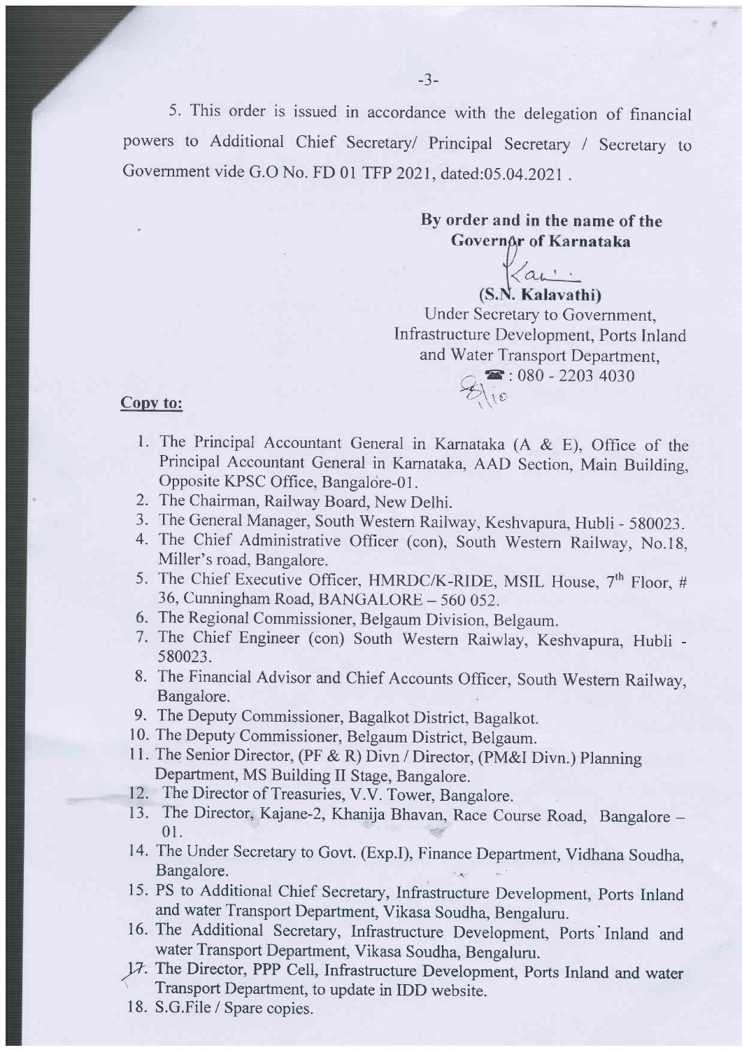5. This order is issued in accordance with the delegation of financial powers to Additional Chief Secretary/ Principal Secretary / Secretary to Government vide G.O No. FD 01 TFP 2021, dated:05.04.2021 .

**By order and in the name of the Governor of Karnataka**

**(S.N. Kalavathi)**
Under Secretary to Government,
Infrastructure Development, Ports Inland and Water Transport Department,
☎ : 080 - 2203 4030

**Copy to:**

1. The Principal Accountant General in Karnataka (A & E), Office of the Principal Accountant General in Karnataka, AAD Section, Main Building, Opposite KPSC Office, Bangalore-01.
2. The Chairman, Railway Board, New Delhi.
3. The General Manager, South Western Railway, Keshvapura, Hubli - 580023.
4. The Chief Administrative Officer (con), South Western Railway, No.18, Miller's road, Bangalore.
5. The Chief Executive Officer, HMRDC/K-RIDE, MSIL House, 7th Floor, # 36, Cunningham Road, BANGALORE – 560 052.
6. The Regional Commissioner, Belgaum Division, Belgaum.
7. The Chief Engineer (con) South Western Raiwlay, Keshvapura, Hubli - 580023.
8. The Financial Advisor and Chief Accounts Officer, South Western Railway, Bangalore.
9. The Deputy Commissioner, Bagalkot District, Bagalkot.
10. The Deputy Commissioner, Belgaum District, Belgaum.
11. The Senior Director, (PF & R) Divn / Director, (PM&I Divn.) Planning Department, MS Building II Stage, Bangalore.
12. The Director of Treasuries, V.V. Tower, Bangalore.
13. The Director, Kajane-2, Khanija Bhavan, Race Course Road, Bangalore – 01.
14. The Under Secretary to Govt. (Exp.I), Finance Department, Vidhana Soudha, Bangalore.
15. PS to Additional Chief Secretary, Infrastructure Development, Ports Inland and water Transport Department, Vikasa Soudha, Bengaluru.
16. The Additional Secretary, Infrastructure Development, Ports Inland and water Transport Department, Vikasa Soudha, Bengaluru.
17. The Director, PPP Cell, Infrastructure Development, Ports Inland and water Transport Department, to update in IDD website.
18. S.G.File / Spare copies.